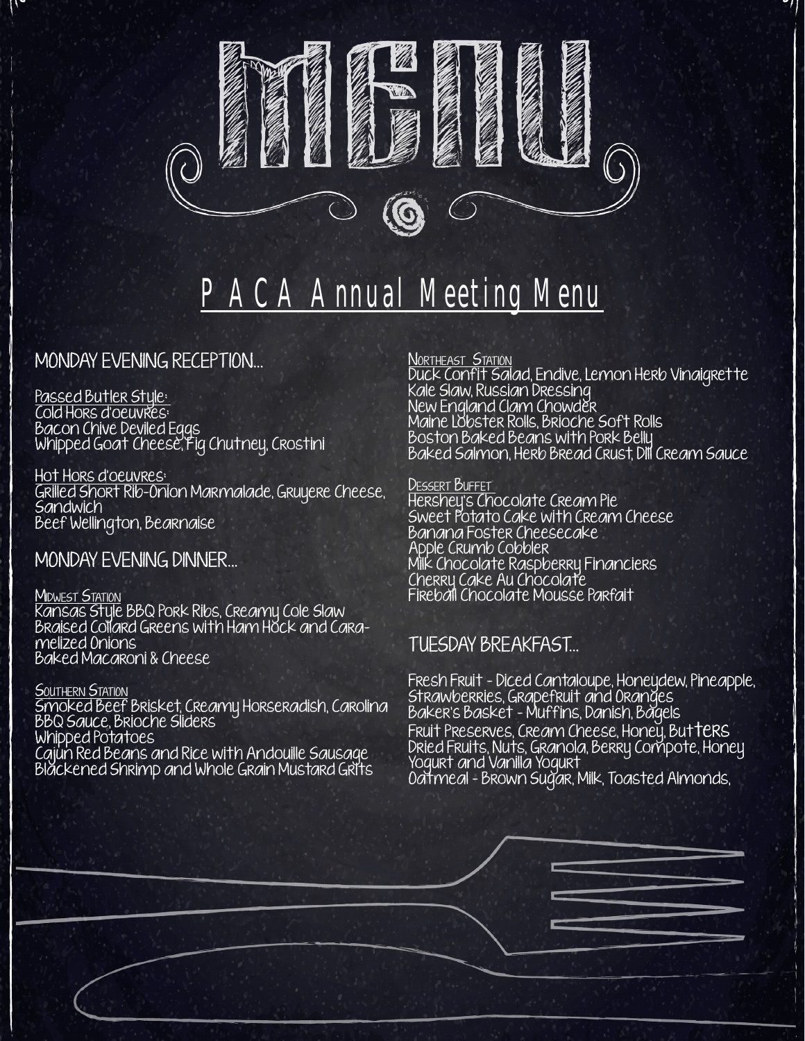# MENU

## PACA Annual Meeting Menu

### MONDAY EVENING RECEPTION…

Passed Butler Style:

Cold Hors d'oeuvres:
Bacon Chive Deviled Eggs
Whipped Goat Cheese, Fig Chutney, Crostini

Hot Hors d'oeuvres:
Grilled Short Rib-Onion Marmalade, Gruyere Cheese, Sandwich
Beef Wellington, Bearnaise

### MONDAY EVENING DINNER…

Midwest Station
Kansas Style BBQ Pork Ribs, Creamy Cole Slaw
Braised Collard Greens with Ham Hock and Caramelized Onions
Baked Macaroni & Cheese

Southern Station
Smoked Beef Brisket, Creamy Horseradish, Carolina BBQ Sauce, Brioche Sliders
Whipped Potatoes
Cajun Red Beans and Rice with Andouille Sausage
Blackened Shrimp and Whole Grain Mustard Grits

Northeast Station
Duck Confit Salad, Endive, Lemon Herb Vinaigrette
Kale Slaw, Russian Dressing
New England Clam Chowder
Maine Lobster Rolls, Brioche Soft Rolls
Boston Baked Beans with Pork Belly
Baked Salmon, Herb Bread Crust, Dill Cream Sauce

Dessert Buffet
Hershey's Chocolate Cream Pie
Sweet Potato Cake with Cream Cheese
Banana Foster Cheesecake
Apple Crumb Cobbler
Milk Chocolate Raspberry Financiers
Cherry Cake Au Chocolate
Fireball Chocolate Mousse Parfait

### TUESDAY BREAKFAST…

Fresh Fruit - Diced Cantaloupe, Honeydew, Pineapple, Strawberries, Grapefruit and Oranges
Baker's Basket - Muffins, Danish, Bagels
Fruit Preserves, Cream Cheese, Honey, Butters
Dried Fruits, Nuts, Granola, Berry Compote, Honey Yogurt and Vanilla Yogurt
Oatmeal - Brown Sugar, Milk, Toasted Almonds,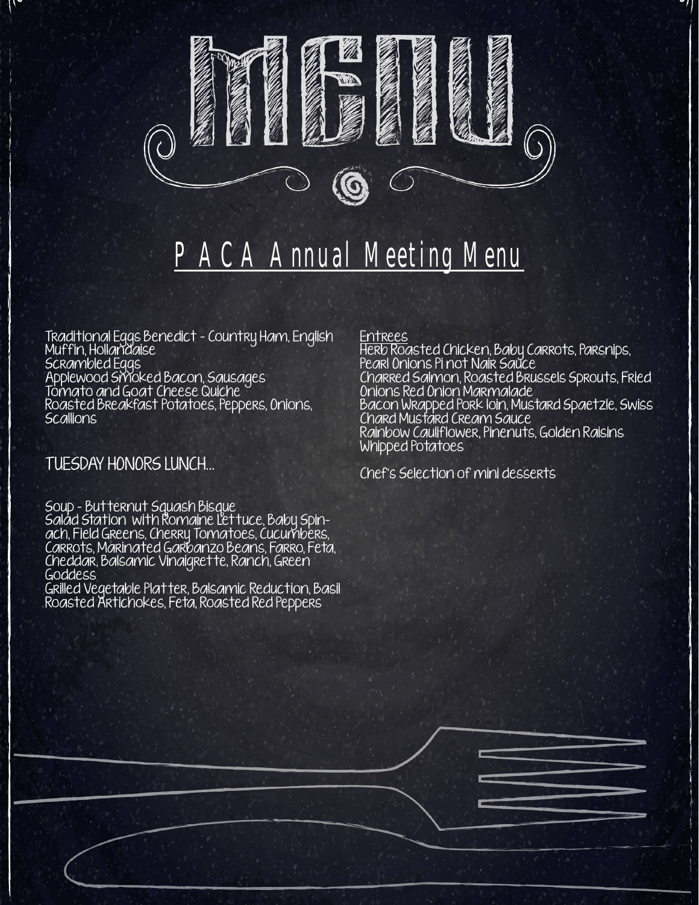# MENU

## PACA Annual Meeting Menu

Traditional Eggs Benedict - Country Ham, English Muffin, Hollandaise
Scrambled Eggs
Applewood Smoked Bacon, Sausages
Tomato and Goat Cheese Quiche
Roasted Breakfast Potatoes, Peppers, Onions, Scallions

TUESDAY HONORS LUNCH...

Soup - Butternut Squash Bisque
Salad Station with Romaine Lettuce, Baby Spinach, Field Greens, Cherry Tomatoes, Cucumbers, Carrots, Marinated Garbanzo Beans, Farro, Feta, Cheddar, Balsamic Vinaigrette, Ranch, Green Goddess
Grilled Vegetable Platter, Balsamic Reduction, Basil
Roasted Artichokes, Feta, Roasted Red Peppers

Entrees
Herb Roasted Chicken, Baby Carrots, Parsnips, Pearl Onions Pi not Nair Sauce
Charred Salmon, Roasted Brussels Sprouts, Fried Onions Red Onion Marmalade
Bacon Wrapped Pork loin, Mustard Spaetzle, Swiss Chard Mustard Cream Sauce
Rainbow Cauliflower, Pinenuts, Golden Raisins
Whipped Potatoes

Chef's Selection of mini desserts